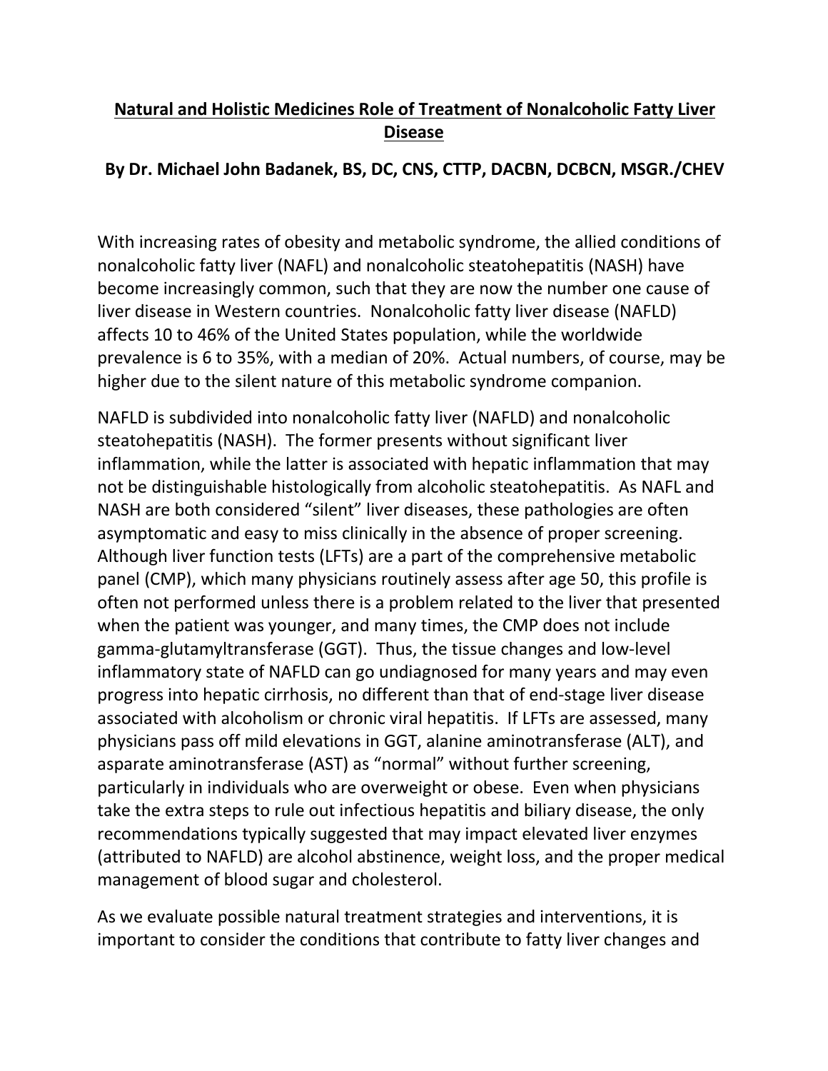# Natural and Holistic Medicines Role of Treatment of Nonalcoholic Fatty Liver Disease

**By Dr. Michael John Badanek, BS, DC, CNS, CTTP, DACBN, DCBCN, MSGR./CHEV**

With increasing rates of obesity and metabolic syndrome, the allied conditions of nonalcoholic fatty liver (NAFL) and nonalcoholic steatohepatitis (NASH) have become increasingly common, such that they are now the number one cause of liver disease in Western countries. Nonalcoholic fatty liver disease (NAFLD) affects 10 to 46% of the United States population, while the worldwide prevalence is 6 to 35%, with a median of 20%. Actual numbers, of course, may be higher due to the silent nature of this metabolic syndrome companion.

NAFLD is subdivided into nonalcoholic fatty liver (NAFLD) and nonalcoholic steatohepatitis (NASH). The former presents without significant liver inflammation, while the latter is associated with hepatic inflammation that may not be distinguishable histologically from alcoholic steatohepatitis. As NAFL and NASH are both considered "silent" liver diseases, these pathologies are often asymptomatic and easy to miss clinically in the absence of proper screening. Although liver function tests (LFTs) are a part of the comprehensive metabolic panel (CMP), which many physicians routinely assess after age 50, this profile is often not performed unless there is a problem related to the liver that presented when the patient was younger, and many times, the CMP does not include gamma-glutamyltransferase (GGT). Thus, the tissue changes and low-level inflammatory state of NAFLD can go undiagnosed for many years and may even progress into hepatic cirrhosis, no different than that of end-stage liver disease associated with alcoholism or chronic viral hepatitis. If LFTs are assessed, many physicians pass off mild elevations in GGT, alanine aminotransferase (ALT), and asparate aminotransferase (AST) as "normal" without further screening, particularly in individuals who are overweight or obese. Even when physicians take the extra steps to rule out infectious hepatitis and biliary disease, the only recommendations typically suggested that may impact elevated liver enzymes (attributed to NAFLD) are alcohol abstinence, weight loss, and the proper medical management of blood sugar and cholesterol.

As we evaluate possible natural treatment strategies and interventions, it is important to consider the conditions that contribute to fatty liver changes and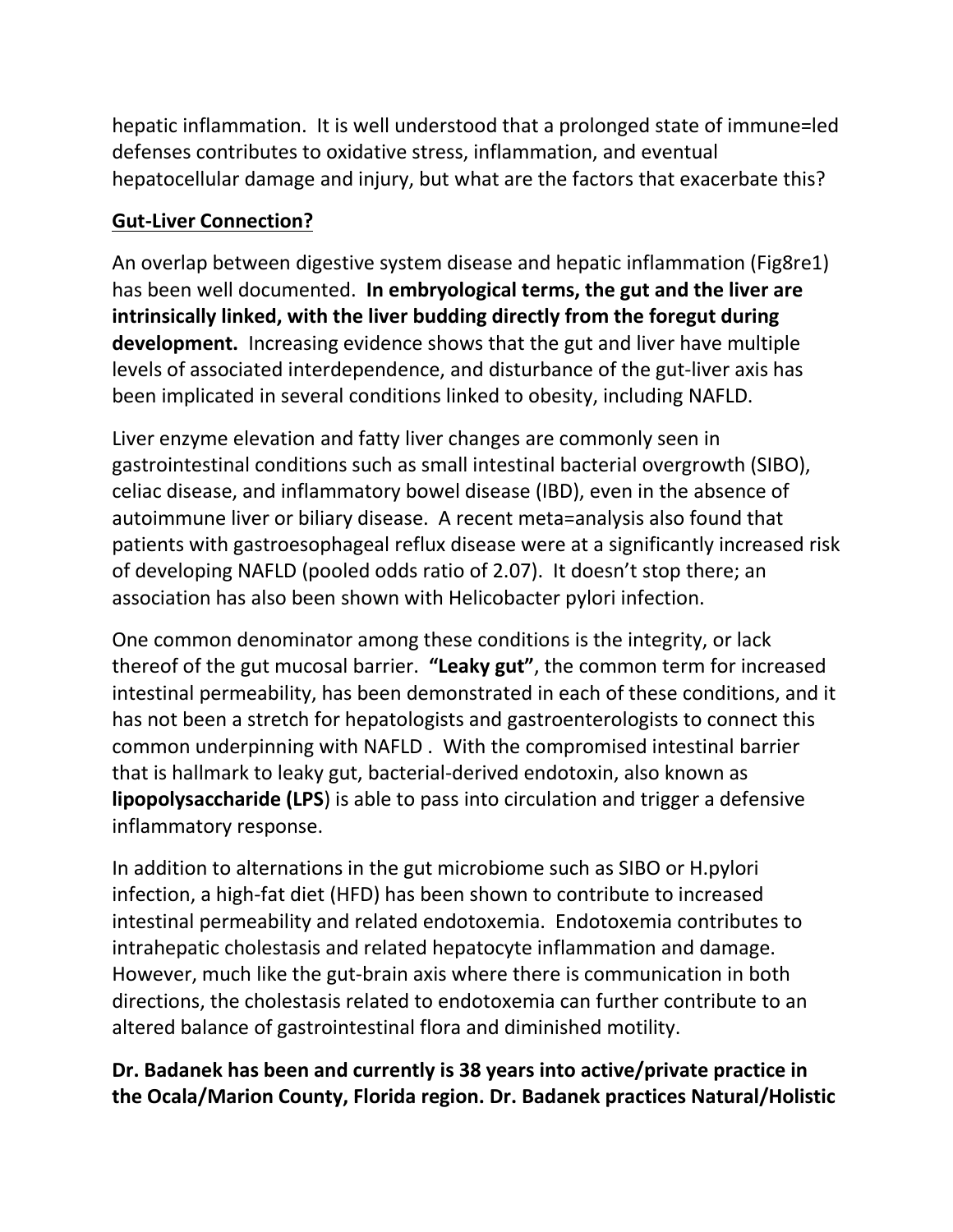hepatic inflammation. It is well understood that a prolonged state of immune=led defenses contributes to oxidative stress, inflammation, and eventual hepatocellular damage and injury, but what are the factors that exacerbate this?

## Gut-Liver Connection?

An overlap between digestive system disease and hepatic inflammation (Fig8re1) has been well documented. **In embryological terms, the gut and the liver are intrinsically linked, with the liver budding directly from the foregut during development.** Increasing evidence shows that the gut and liver have multiple levels of associated interdependence, and disturbance of the gut-liver axis has been implicated in several conditions linked to obesity, including NAFLD.

Liver enzyme elevation and fatty liver changes are commonly seen in gastrointestinal conditions such as small intestinal bacterial overgrowth (SIBO), celiac disease, and inflammatory bowel disease (IBD), even in the absence of autoimmune liver or biliary disease. A recent meta=analysis also found that patients with gastroesophageal reflux disease were at a significantly increased risk of developing NAFLD (pooled odds ratio of 2.07). It doesn't stop there; an association has also been shown with Helicobacter pylori infection.

One common denominator among these conditions is the integrity, or lack thereof of the gut mucosal barrier. **"Leaky gut"**, the common term for increased intestinal permeability, has been demonstrated in each of these conditions, and it has not been a stretch for hepatologists and gastroenterologists to connect this common underpinning with NAFLD . With the compromised intestinal barrier that is hallmark to leaky gut, bacterial-derived endotoxin, also known as **lipopolysaccharide (LPS**) is able to pass into circulation and trigger a defensive inflammatory response.

In addition to alternations in the gut microbiome such as SIBO or H.pylori infection, a high-fat diet (HFD) has been shown to contribute to increased intestinal permeability and related endotoxemia. Endotoxemia contributes to intrahepatic cholestasis and related hepatocyte inflammation and damage. However, much like the gut-brain axis where there is communication in both directions, the cholestasis related to endotoxemia can further contribute to an altered balance of gastrointestinal flora and diminished motility.

**Dr. Badanek has been and currently is 38 years into active/private practice in the Ocala/Marion County, Florida region. Dr. Badanek practices Natural/Holistic**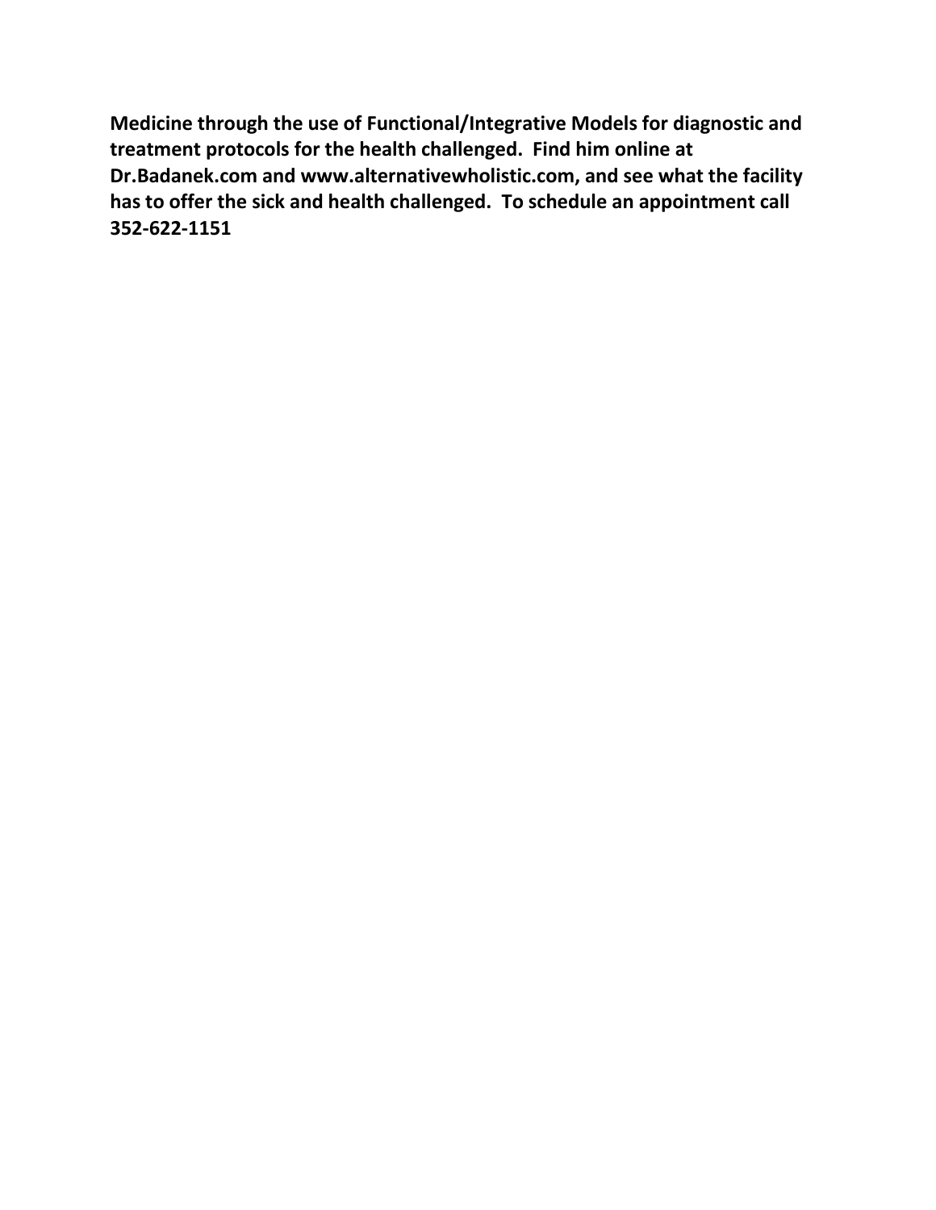**Medicine through the use of Functional/Integrative Models for diagnostic and treatment protocols for the health challenged. Find him online at Dr.Badanek.com and www.alternativewholistic.com, and see what the facility has to offer the sick and health challenged. To schedule an appointment call 352-622-1151**